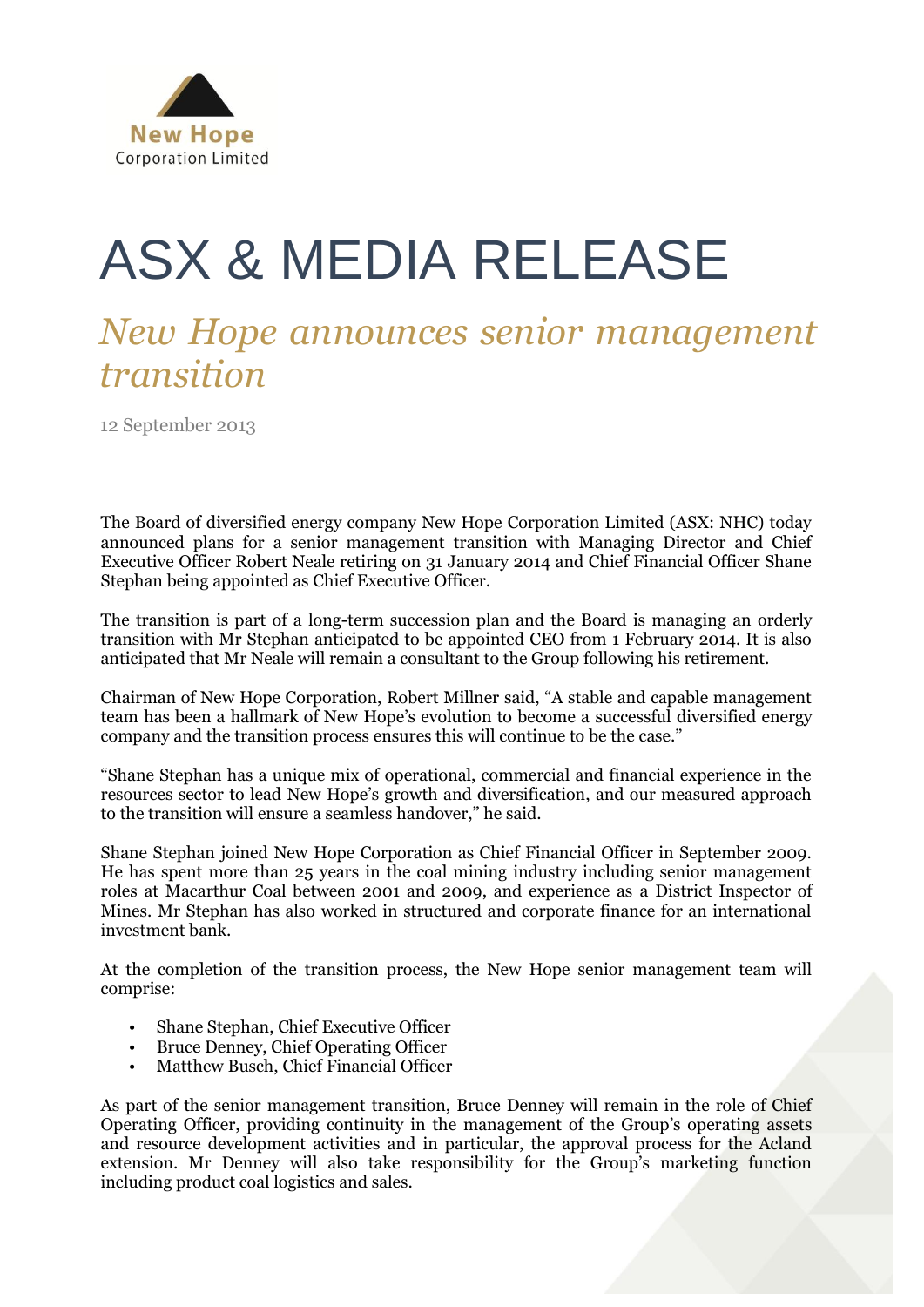New Hope
Corporation Limited

# ASX & MEDIA RELEASE

## *New Hope announces senior management transition*

12 September 2013

The Board of diversified energy company New Hope Corporation Limited (ASX: NHC) today announced plans for a senior management transition with Managing Director and Chief Executive Officer Robert Neale retiring on 31 January 2014 and Chief Financial Officer Shane Stephan being appointed as Chief Executive Officer.

The transition is part of a long-term succession plan and the Board is managing an orderly transition with Mr Stephan anticipated to be appointed CEO from 1 February 2014. It is also anticipated that Mr Neale will remain a consultant to the Group following his retirement.

Chairman of New Hope Corporation, Robert Millner said, "A stable and capable management team has been a hallmark of New Hope's evolution to become a successful diversified energy company and the transition process ensures this will continue to be the case."

"Shane Stephan has a unique mix of operational, commercial and financial experience in the resources sector to lead New Hope's growth and diversification, and our measured approach to the transition will ensure a seamless handover," he said.

Shane Stephan joined New Hope Corporation as Chief Financial Officer in September 2009. He has spent more than 25 years in the coal mining industry including senior management roles at Macarthur Coal between 2001 and 2009, and experience as a District Inspector of Mines. Mr Stephan has also worked in structured and corporate finance for an international investment bank.

At the completion of the transition process, the New Hope senior management team will comprise:

- Shane Stephan, Chief Executive Officer
- Bruce Denney, Chief Operating Officer
- Matthew Busch, Chief Financial Officer

As part of the senior management transition, Bruce Denney will remain in the role of Chief Operating Officer, providing continuity in the management of the Group's operating assets and resource development activities and in particular, the approval process for the Acland extension. Mr Denney will also take responsibility for the Group's marketing function including product coal logistics and sales.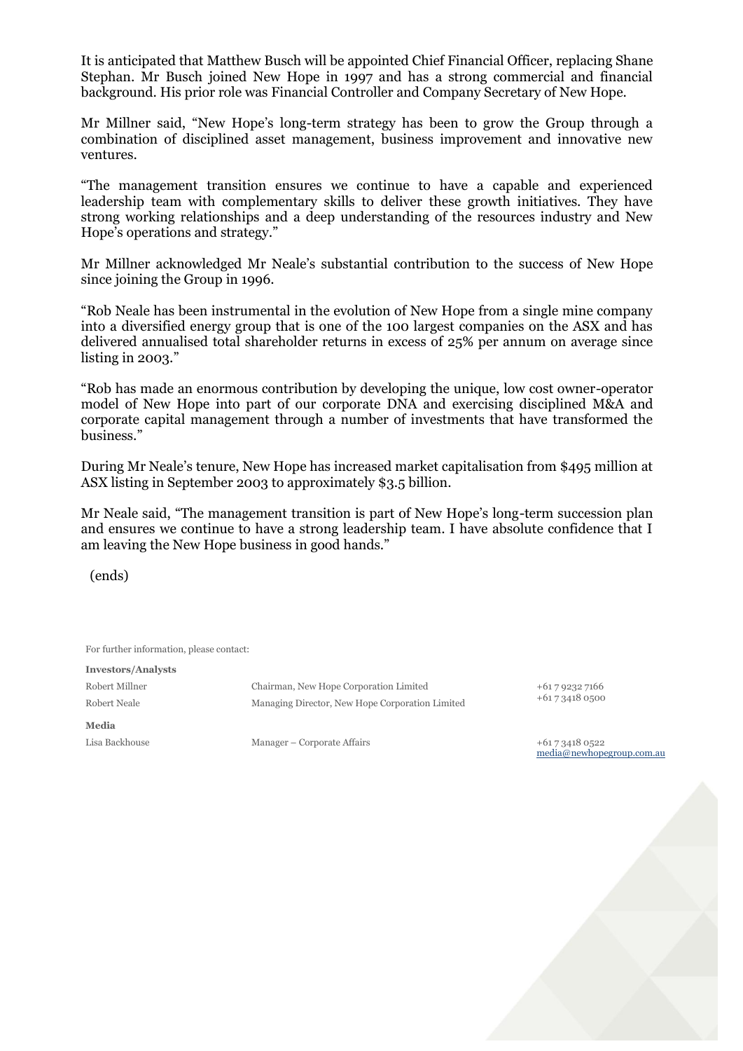It is anticipated that Matthew Busch will be appointed Chief Financial Officer, replacing Shane Stephan. Mr Busch joined New Hope in 1997 and has a strong commercial and financial background. His prior role was Financial Controller and Company Secretary of New Hope.

Mr Millner said, "New Hope's long-term strategy has been to grow the Group through a combination of disciplined asset management, business improvement and innovative new ventures.

"The management transition ensures we continue to have a capable and experienced leadership team with complementary skills to deliver these growth initiatives. They have strong working relationships and a deep understanding of the resources industry and New Hope's operations and strategy."

Mr Millner acknowledged Mr Neale's substantial contribution to the success of New Hope since joining the Group in 1996.

"Rob Neale has been instrumental in the evolution of New Hope from a single mine company into a diversified energy group that is one of the 100 largest companies on the ASX and has delivered annualised total shareholder returns in excess of 25% per annum on average since listing in 2003."

"Rob has made an enormous contribution by developing the unique, low cost owner-operator model of New Hope into part of our corporate DNA and exercising disciplined M&A and corporate capital management through a number of investments that have transformed the business."

During Mr Neale's tenure, New Hope has increased market capitalisation from $495 million at ASX listing in September 2003 to approximately $3.5 billion.

Mr Neale said, "The management transition is part of New Hope's long-term succession plan and ensures we continue to have a strong leadership team. I have absolute confidence that I am leaving the New Hope business in good hands."

(ends)

For further information, please contact:

**Investors/Analysts**

| | | |
|---|---|---|
| Robert Millner | Chairman, New Hope Corporation Limited | +61 7 9232 7166 |
| Robert Neale | Managing Director, New Hope Corporation Limited | +61 7 3418 0500 |

**Media**

| | | |
|---|---|---|
| Lisa Backhouse | Manager – Corporate Affairs | +61 7 3418 0522<br>media@newhopegroup.com.au |